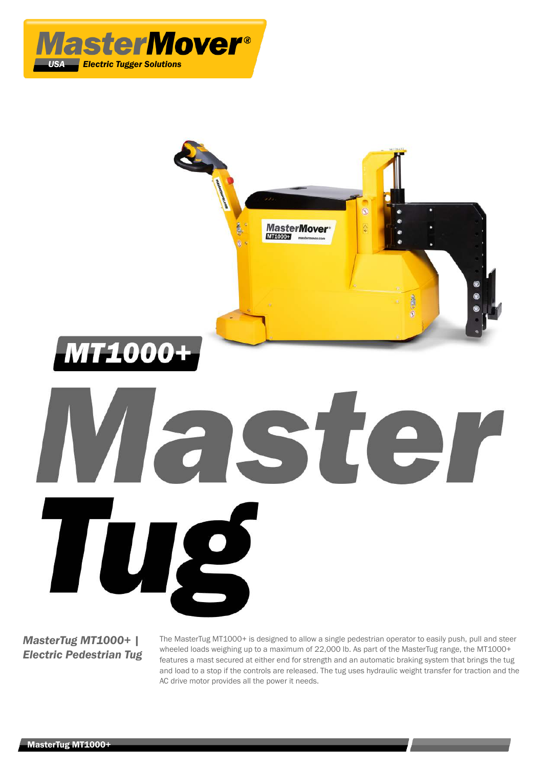MasterMover®

USA Electric Tugger Solutions

MT1000+

# Master Tug

***MasterTug MT1000+ | Electric Pedestrian Tug***

The MasterTug MT1000+ is designed to allow a single pedestrian operator to easily push, pull and steer wheeled loads weighing up to a maximum of 22,000 lb. As part of the MasterTug range, the MT1000+ features a mast secured at either end for strength and an automatic braking system that brings the tug and load to a stop if the controls are released. The tug uses hydraulic weight transfer for traction and the AC drive motor provides all the power it needs.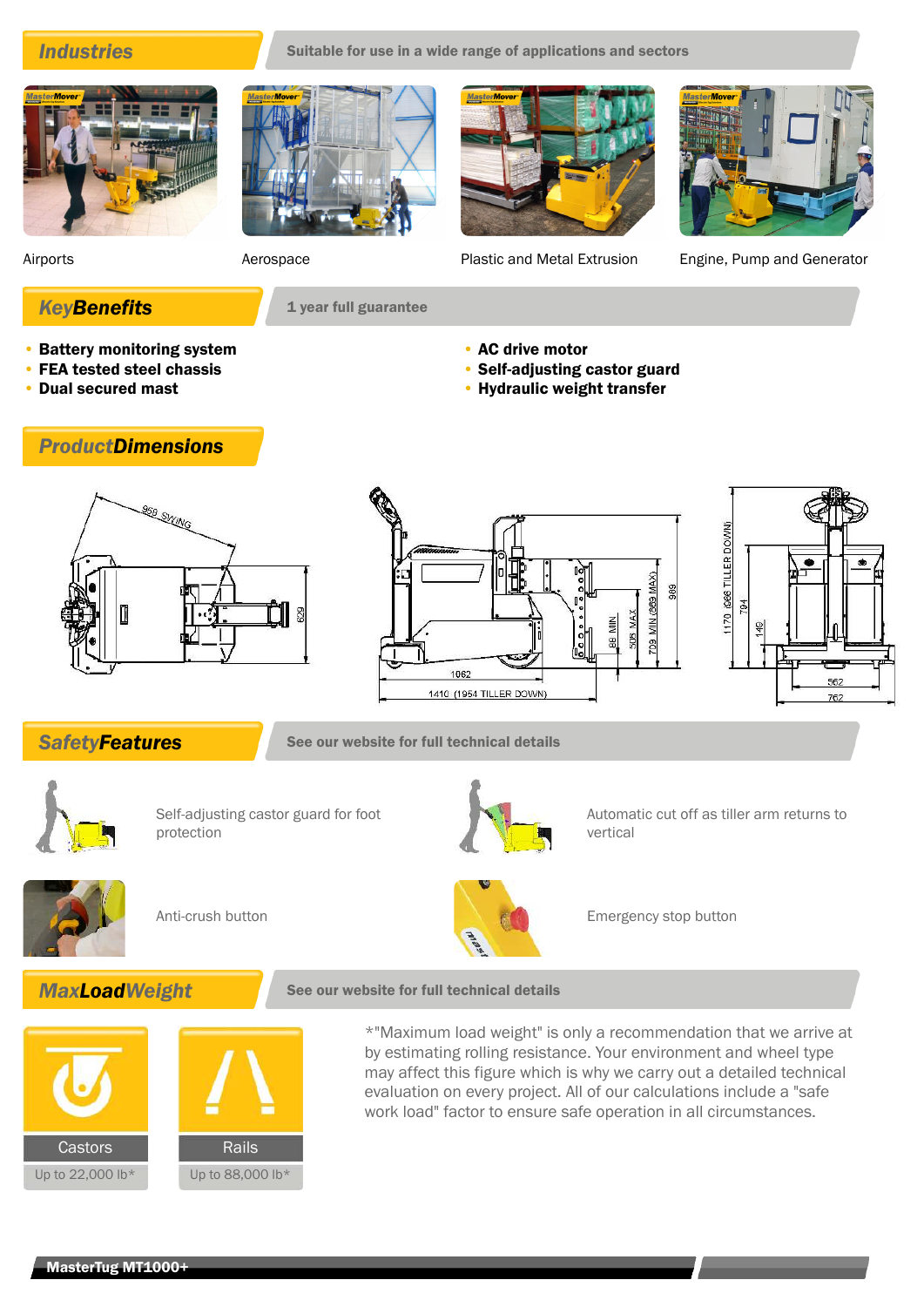## Industries

Suitable for use in a wide range of applications and sectors

Airports

Aerospace

Plastic and Metal Extrusion

Engine, Pump and Generator

## KeyBenefits

1 year full guarantee

- **Battery monitoring system**
- **FEA tested steel chassis**
- **Dual secured mast**
- **AC drive motor**
- **Self-adjusting castor guard**
- **Hydraulic weight transfer**

## ProductDimensions

958 SWING

629

1062

1410 (1954 TILLER DOWN)

88 MIN

505 MAX

709 MIN (869 MAX)

969

1170 (966 TILLER DOWN)

704

140

562

762

## SafetyFeatures

See our website for full technical details

Self-adjusting castor guard for foot protection

Automatic cut off as tiller arm returns to vertical

Anti-crush button

Emergency stop button

## MaxLoadWeight

See our website for full technical details

Castors
Up to 22,000 lb*

Rails
Up to 88,000 lb*

*"Maximum load weight" is only a recommendation that we arrive at by estimating rolling resistance. Your environment and wheel type may affect this figure which is why we carry out a detailed technical evaluation on every project. All of our calculations include a "safe work load" factor to ensure safe operation in all circumstances.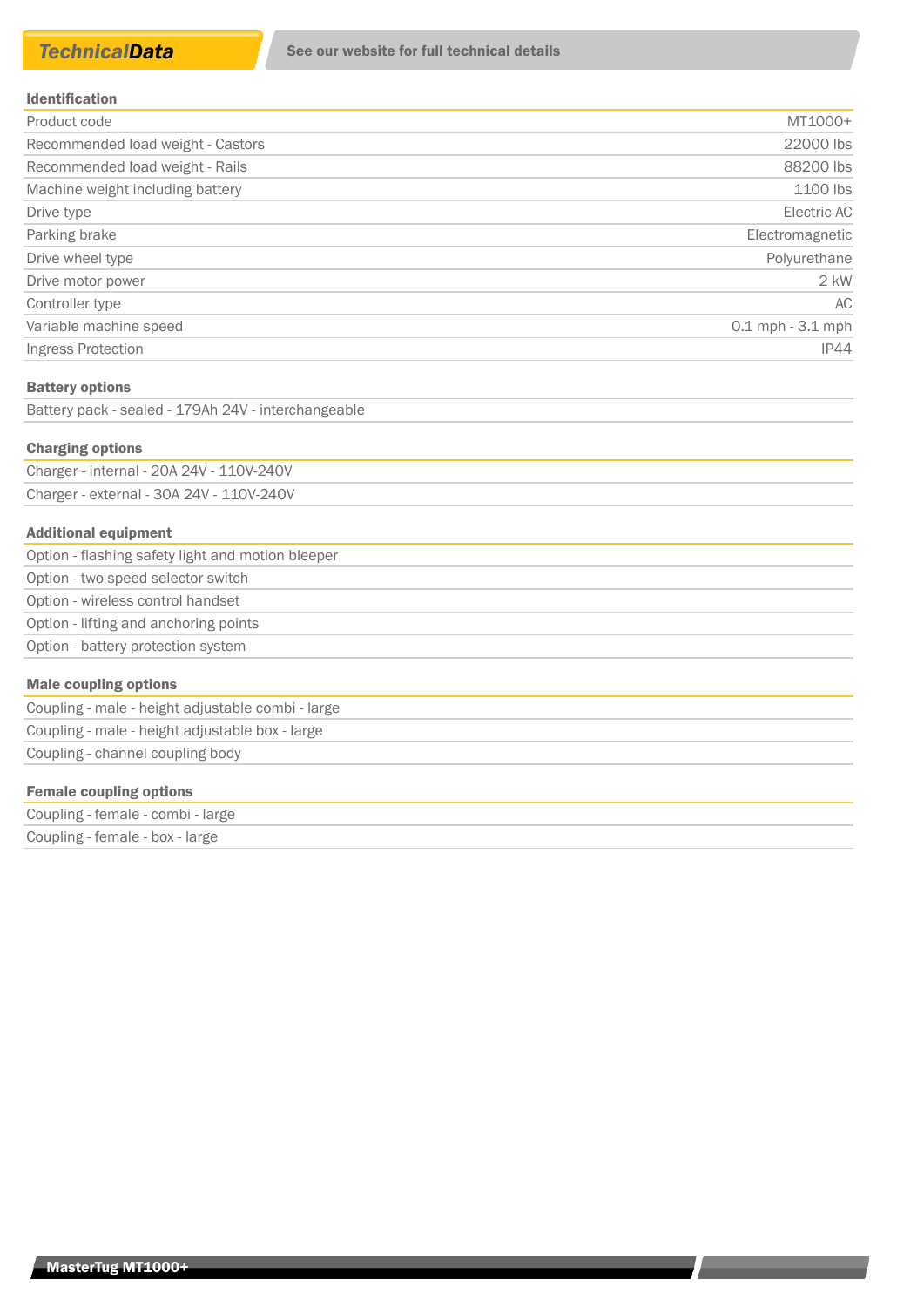# TechnicalData

See our website for full technical details

## Identification

| | |
|---|---|
| Product code | MT1000+ |
| Recommended load weight - Castors | 22000 lbs |
| Recommended load weight - Rails | 88200 lbs |
| Machine weight including battery | 1100 lbs |
| Drive type | Electric AC |
| Parking brake | Electromagnetic |
| Drive wheel type | Polyurethane |
| Drive motor power | 2 kW |
| Controller type | AC |
| Variable machine speed | 0.1 mph - 3.1 mph |
| Ingress Protection | IP44 |

## Battery options

Battery pack - sealed - 179Ah 24V - interchangeable

## Charging options

Charger - internal - 20A 24V - 110V-240V

Charger - external - 30A 24V - 110V-240V

## Additional equipment

Option - flashing safety light and motion bleeper

Option - two speed selector switch

Option - wireless control handset

Option - lifting and anchoring points

Option - battery protection system

## Male coupling options

Coupling - male - height adjustable combi - large

Coupling - male - height adjustable box - large

Coupling - channel coupling body

## Female coupling options

Coupling - female - combi - large

Coupling - female - box - large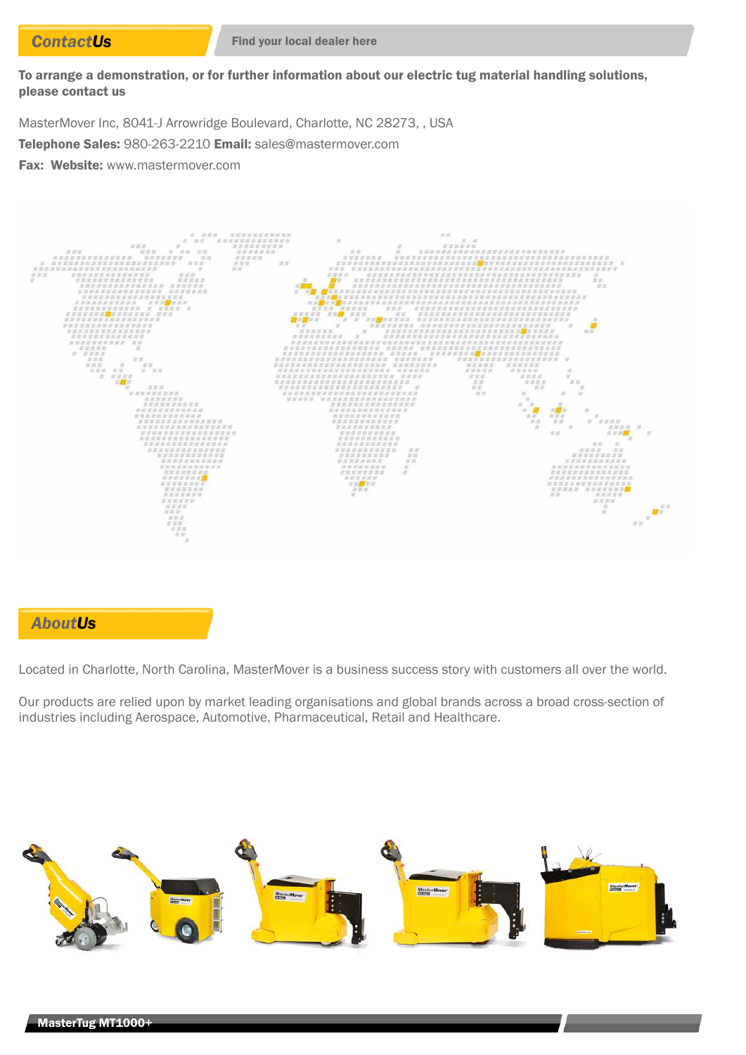## ContactUs

Find your local dealer here

**To arrange a demonstration, or for further information about our electric tug material handling solutions, please contact us**

MasterMover Inc, 8041-J Arrowridge Boulevard, Charlotte, NC 28273, , USA

**Telephone Sales:** 980-263-2210 **Email:** sales@mastermover.com

**Fax: Website:** www.mastermover.com

## AboutUs

Located in Charlotte, North Carolina, MasterMover is a business success story with customers all over the world.

Our products are relied upon by market leading organisations and global brands across a broad cross-section of industries including Aerospace, Automotive, Pharmaceutical, Retail and Healthcare.